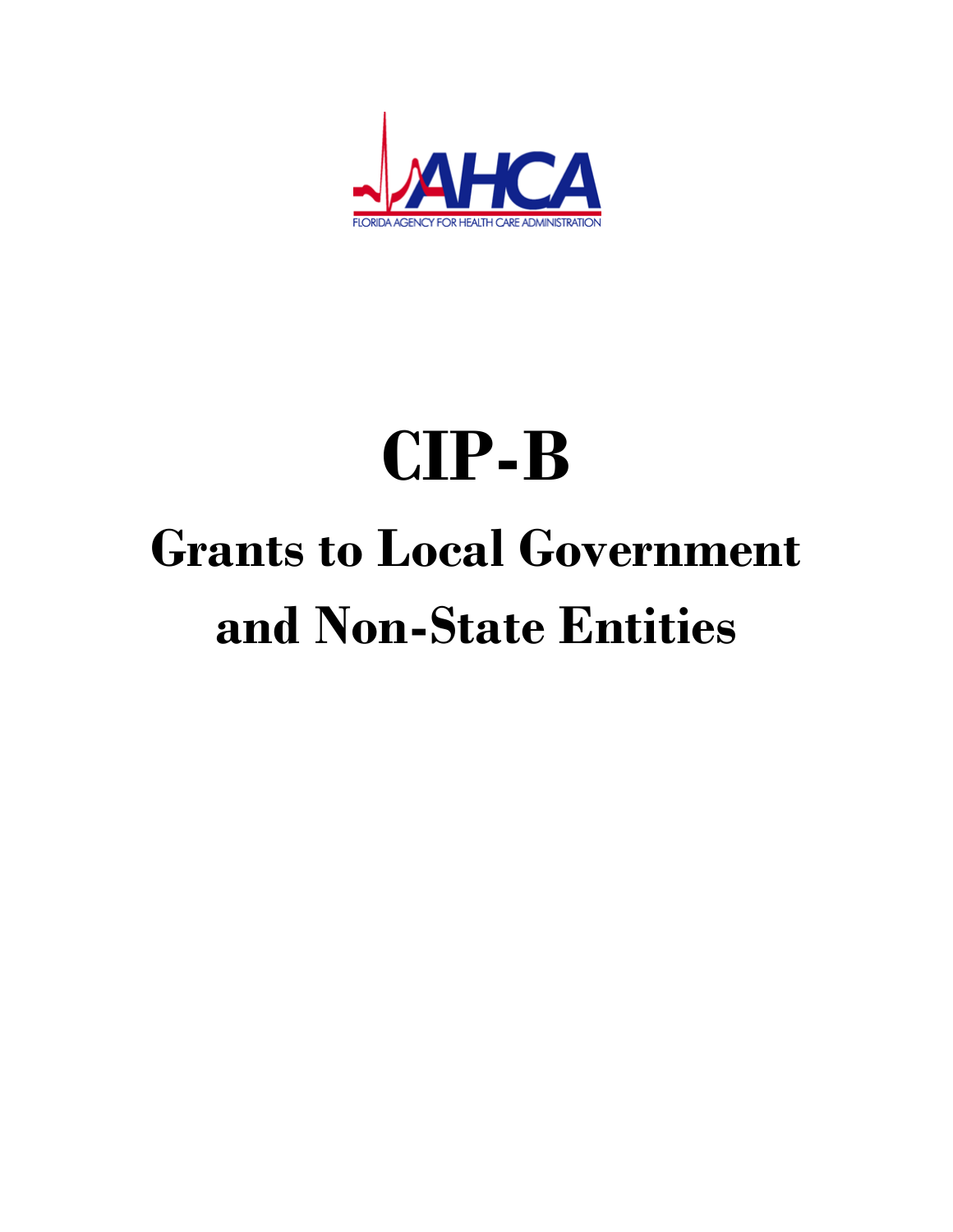AHCA

FLORIDA AGENCY FOR HEALTH CARE ADMINISTRATION

# CIP-B

## Grants to Local Government and Non-State Entities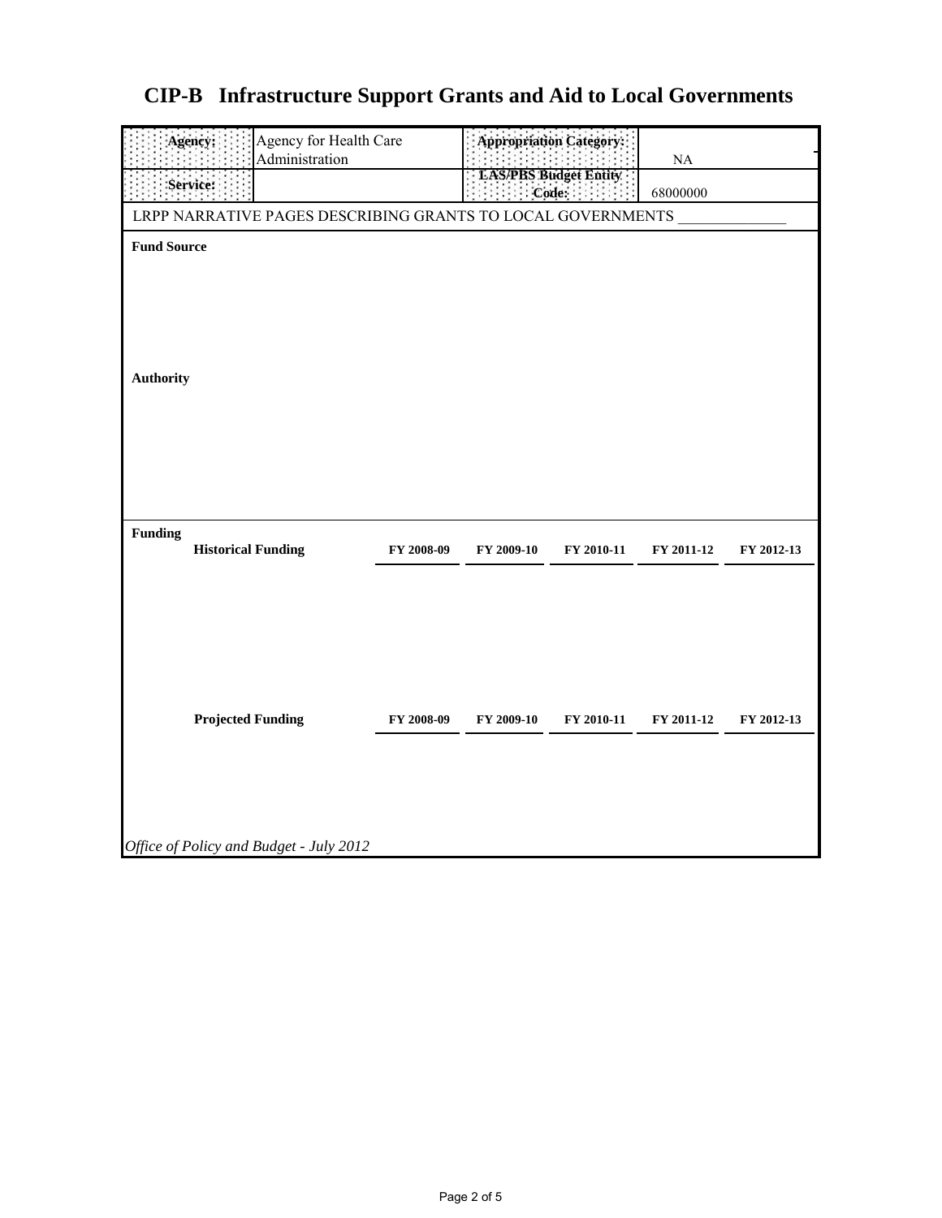# CIP-B Infrastructure Support Grants and Aid to Local Governments

| Agency: | Agency for Health Care Administration | Appropriation Category: | NA |
|---|---|---|---|
| Service: | | LAS/PBS Budget Entity Code: | 68000000 |

LRPP NARRATIVE PAGES DESCRIBING GRANTS TO LOCAL GOVERNMENTS ______________

**Fund Source**

**Authority**

**Funding**

| Historical Funding | FY 2008-09 | FY 2009-10 | FY 2010-11 | FY 2011-12 | FY 2012-13 |
|---|---|---|---|---|---|

| Projected Funding | FY 2008-09 | FY 2009-10 | FY 2010-11 | FY 2011-12 | FY 2012-13 |
|---|---|---|---|---|---|

*Office of Policy and Budget - July 2012*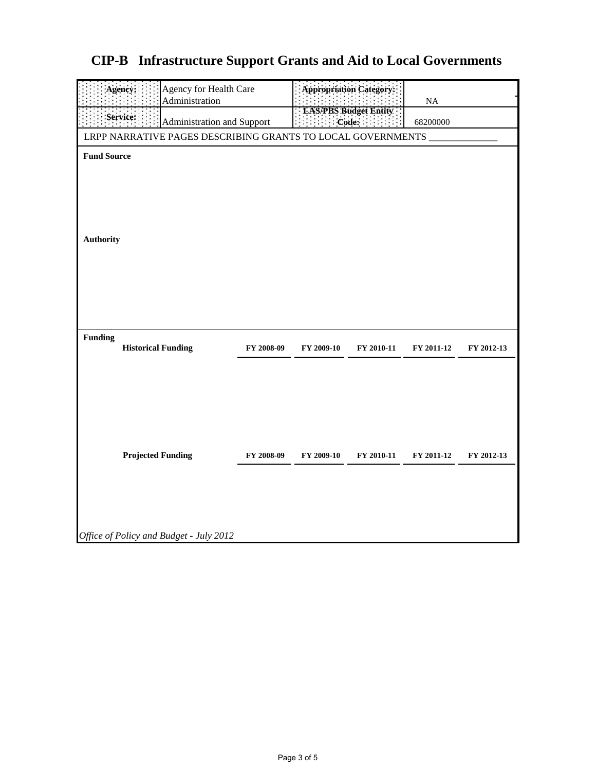# CIP-B Infrastructure Support Grants and Aid to Local Governments

| **Agency:** | Agency for Health Care Administration | **Appropriation Category:** | NA |
| --- | --- | --- | --- |
| **Service:** | Administration and Support | **LAS/PBS Budget Entity Code:** | 68200000 |

LRPP NARRATIVE PAGES DESCRIBING GRANTS TO LOCAL GOVERNMENTS ______________

**Fund Source**

**Authority**

**Funding**

| **Historical Funding** | **FY 2008-09** | **FY 2009-10** | **FY 2010-11** | **FY 2011-12** | **FY 2012-13** |
| --- | --- | --- | --- | --- | --- |

| **Projected Funding** | **FY 2008-09** | **FY 2009-10** | **FY 2010-11** | **FY 2011-12** | **FY 2012-13** |
| --- | --- | --- | --- | --- | --- |

*Office of Policy and Budget - July 2012*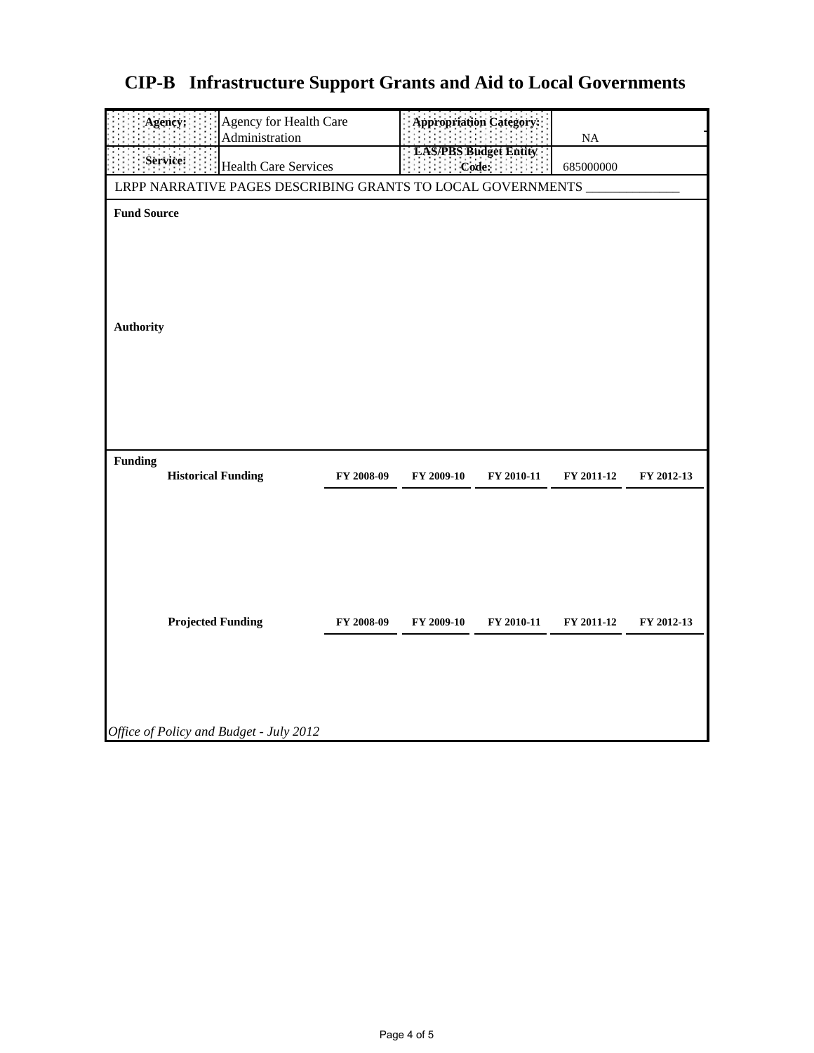# CIP-B Infrastructure Support Grants and Aid to Local Governments

| Agency: | Agency for Health Care Administration | Appropriation Category: | NA |
|---|---|---|---|
| Service: | Health Care Services | LAS/PBS Budget Entity Code: | 685000000 |

LRPP NARRATIVE PAGES DESCRIBING GRANTS TO LOCAL GOVERNMENTS ______________

**Fund Source**

**Authority**

**Funding**

| Historical Funding | FY 2008-09 | FY 2009-10 | FY 2010-11 | FY 2011-12 | FY 2012-13 |
|---|---|---|---|---|---|

| Projected Funding | FY 2008-09 | FY 2009-10 | FY 2010-11 | FY 2011-12 | FY 2012-13 |
|---|---|---|---|---|---|

*Office of Policy and Budget - July 2012*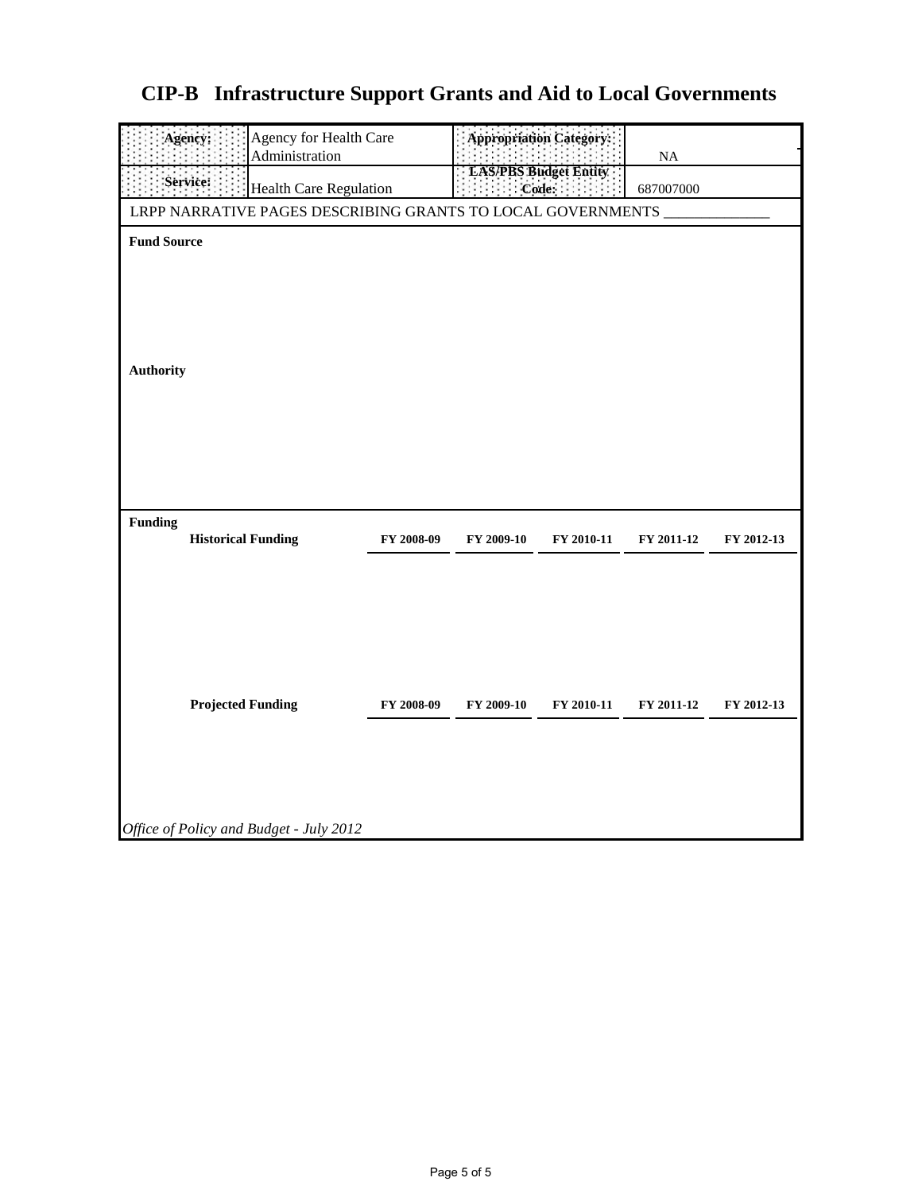# CIP-B Infrastructure Support Grants and Aid to Local Governments

| | | | |
|---|---|---|---|
| **Agency:** | Agency for Health Care Administration | **Appropriation Category:** | NA |
| **Service:** | Health Care Regulation | **LAS/PBS Budget Entity Code:** | 687007000 |

LRPP NARRATIVE PAGES DESCRIBING GRANTS TO LOCAL GOVERNMENTS ______________

**Fund Source**

**Authority**

**Funding**

| **Historical Funding** | **FY 2008-09** | **FY 2009-10** | **FY 2010-11** | **FY 2011-12** | **FY 2012-13** |
|---|---|---|---|---|---|

| **Projected Funding** | **FY 2008-09** | **FY 2009-10** | **FY 2010-11** | **FY 2011-12** | **FY 2012-13** |
|---|---|---|---|---|---|

*Office of Policy and Budget - July 2012*